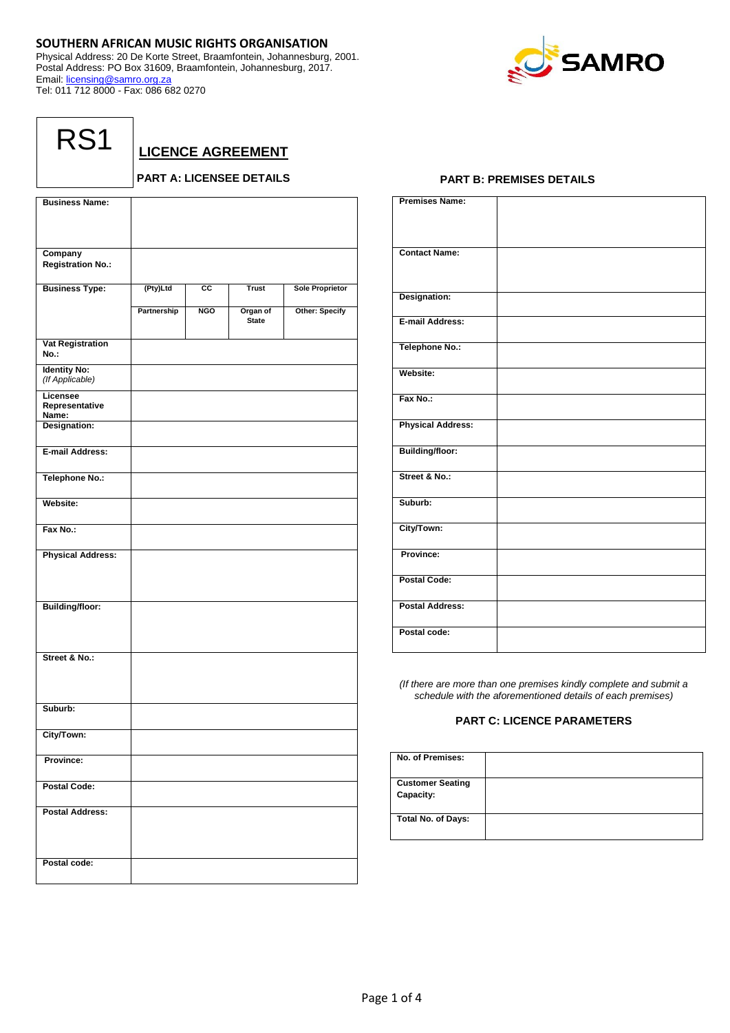**SOUTHERN AFRICAN MUSIC RIGHTS ORGANISATION**
Physical Address: 20 De Korte Street, Braamfontein, Johannesburg, 2001.
Postal Address: PO Box 31609, Braamfontein, Johannesburg, 2017.
Email: licensing@samro.org.za
Tel: 011 712 8000 - Fax: 086 682 0270

# RS1

## LICENCE AGREEMENT

### PART A: LICENSEE DETAILS

| | | | | |
|---|---|---|---|---|
| **Business Name:** | | | | |
| **Company Registration No.:** | | | | |
| **Business Type:** | **(Pty)Ltd** | **CC** | **Trust** | **Sole Proprietor** |
| | **Partnership** | **NGO** | **Organ of State** | **Other: Specify** |
| **Vat Registration No.:** | | | | |
| **Identity No:** *(If Applicable)* | | | | |
| **Licensee Representative Name:** | | | | |
| **Designation:** | | | | |
| **E-mail Address:** | | | | |
| **Telephone No.:** | | | | |
| **Website:** | | | | |
| **Fax No.:** | | | | |
| **Physical Address:** | | | | |
| **Building/floor:** | | | | |
| **Street & No.:** | | | | |
| **Suburb:** | | | | |
| **City/Town:** | | | | |
| **Province:** | | | | |
| **Postal Code:** | | | | |
| **Postal Address:** | | | | |
| **Postal code:** | | | | |

### PART B: PREMISES DETAILS

| | |
|---|---|
| **Premises Name:** | |
| **Contact Name:** | |
| **Designation:** | |
| **E-mail Address:** | |
| **Telephone No.:** | |
| **Website:** | |
| **Fax No.:** | |
| **Physical Address:** | |
| **Building/floor:** | |
| **Street & No.:** | |
| **Suburb:** | |
| **City/Town:** | |
| **Province:** | |
| **Postal Code:** | |
| **Postal Address:** | |
| **Postal code:** | |

*(If there are more than one premises kindly complete and submit a schedule with the aforementioned details of each premises)*

### PART C: LICENCE PARAMETERS

| | |
|---|---|
| **No. of Premises:** | |
| **Customer Seating Capacity:** | |
| **Total No. of Days:** | |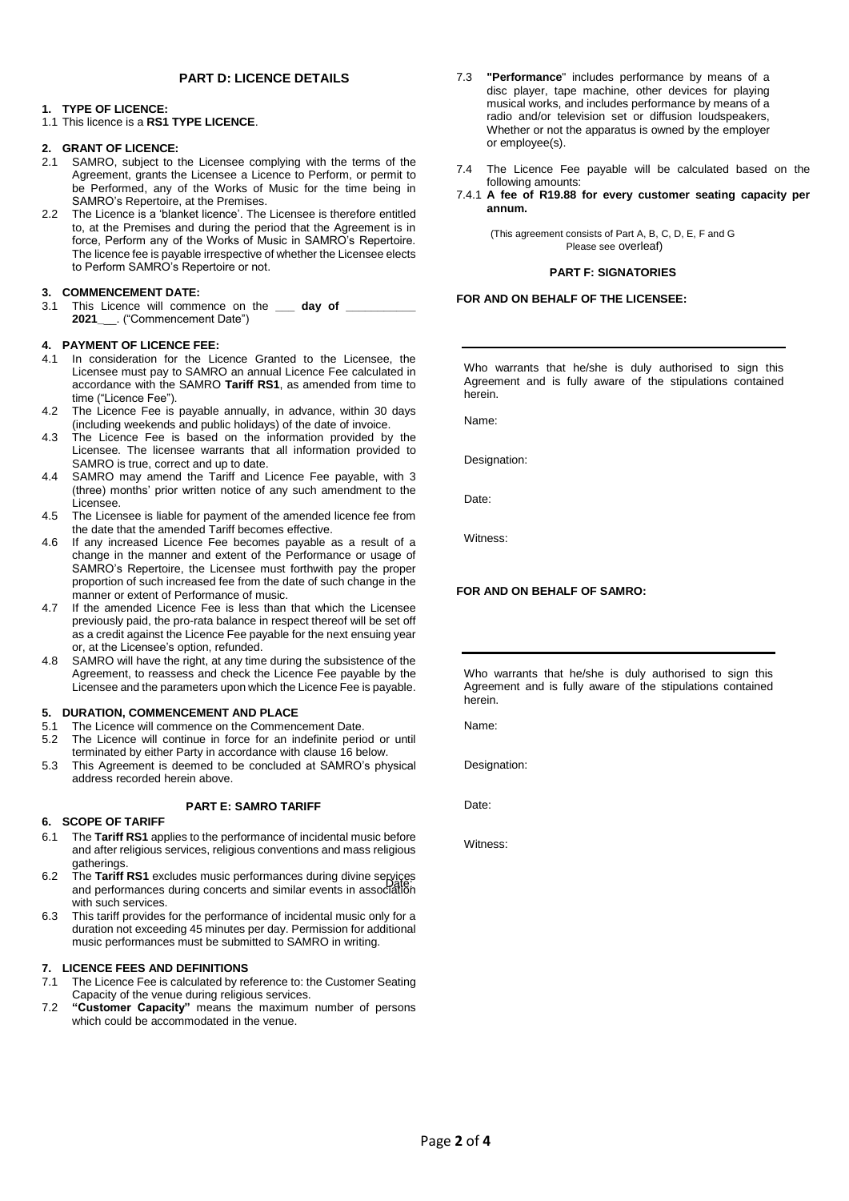## PART D: LICENCE DETAILS

**1. TYPE OF LICENCE:**

1.1 This licence is a **RS1 TYPE LICENCE**.

**2. GRANT OF LICENCE:**

2.1 SAMRO, subject to the Licensee complying with the terms of the Agreement, grants the Licensee a Licence to Perform, or permit to be Performed, any of the Works of Music for the time being in SAMRO's Repertoire, at the Premises.

2.2 The Licence is a 'blanket licence'. The Licensee is therefore entitled to, at the Premises and during the period that the Agreement is in force, Perform any of the Works of Music in SAMRO's Repertoire. The licence fee is payable irrespective of whether the Licensee elects to Perform SAMRO's Repertoire or not.

**3. COMMENCEMENT DATE:**

3.1 This Licence will commence on the ___ **day of __________ 2021__**. ("Commencement Date")

**4. PAYMENT OF LICENCE FEE:**

4.1 In consideration for the Licence Granted to the Licensee, the Licensee must pay to SAMRO an annual Licence Fee calculated in accordance with the SAMRO **Tariff RS1**, as amended from time to time ("Licence Fee").

4.2 The Licence Fee is payable annually, in advance, within 30 days (including weekends and public holidays) of the date of invoice.

4.3 The Licence Fee is based on the information provided by the Licensee. The licensee warrants that all information provided to SAMRO is true, correct and up to date.

4.4 SAMRO may amend the Tariff and Licence Fee payable, with 3 (three) months' prior written notice of any such amendment to the Licensee.

4.5 The Licensee is liable for payment of the amended licence fee from the date that the amended Tariff becomes effective.

4.6 If any increased Licence Fee becomes payable as a result of a change in the manner and extent of the Performance or usage of SAMRO's Repertoire, the Licensee must forthwith pay the proper proportion of such increased fee from the date of such change in the manner or extent of Performance of music.

4.7 If the amended Licence Fee is less than that which the Licensee previously paid, the pro-rata balance in respect thereof will be set off as a credit against the Licence Fee payable for the next ensuing year or, at the Licensee's option, refunded.

4.8 SAMRO will have the right, at any time during the subsistence of the Agreement, to reassess and check the Licence Fee payable by the Licensee and the parameters upon which the Licence Fee is payable.

**5. DURATION, COMMENCEMENT AND PLACE**

5.1 The Licence will commence on the Commencement Date.

5.2 The Licence will continue in force for an indefinite period or until terminated by either Party in accordance with clause 16 below.

5.3 This Agreement is deemed to be concluded at SAMRO's physical address recorded herein above.

## PART E: SAMRO TARIFF

**6. SCOPE OF TARIFF**

6.1 The **Tariff RS1** applies to the performance of incidental music before and after religious services, religious conventions and mass religious gatherings.

6.2 The **Tariff RS1** excludes music performances during divine services and performances during concerts and similar events in association with such services.

6.3 This tariff provides for the performance of incidental music only for a duration not exceeding 45 minutes per day. Permission for additional music performances must be submitted to SAMRO in writing.

**7. LICENCE FEES AND DEFINITIONS**

7.1 The Licence Fee is calculated by reference to: the Customer Seating Capacity of the venue during religious services.

7.2 **"Customer Capacity"** means the maximum number of persons which could be accommodated in the venue.

7.3 **"Performance**" includes performance by means of a disc player, tape machine, other devices for playing musical works, and includes performance by means of a radio and/or television set or diffusion loudspeakers, Whether or not the apparatus is owned by the employer or employee(s).

7.4 The Licence Fee payable will be calculated based on the following amounts:

7.4.1 **A fee of R19.88 for every customer seating capacity per annum.**

(This agreement consists of Part A, B, C, D, E, F and G Please see overleaf)

## PART F: SIGNATORIES

**FOR AND ON BEHALF OF THE LICENSEE:**

Who warrants that he/she is duly authorised to sign this Agreement and is fully aware of the stipulations contained herein.

Name:

Designation:

Date:

Witness:

**FOR AND ON BEHALF OF SAMRO:**

Who warrants that he/she is duly authorised to sign this Agreement and is fully aware of the stipulations contained herein.

Name:

Designation:

Date:

Witness: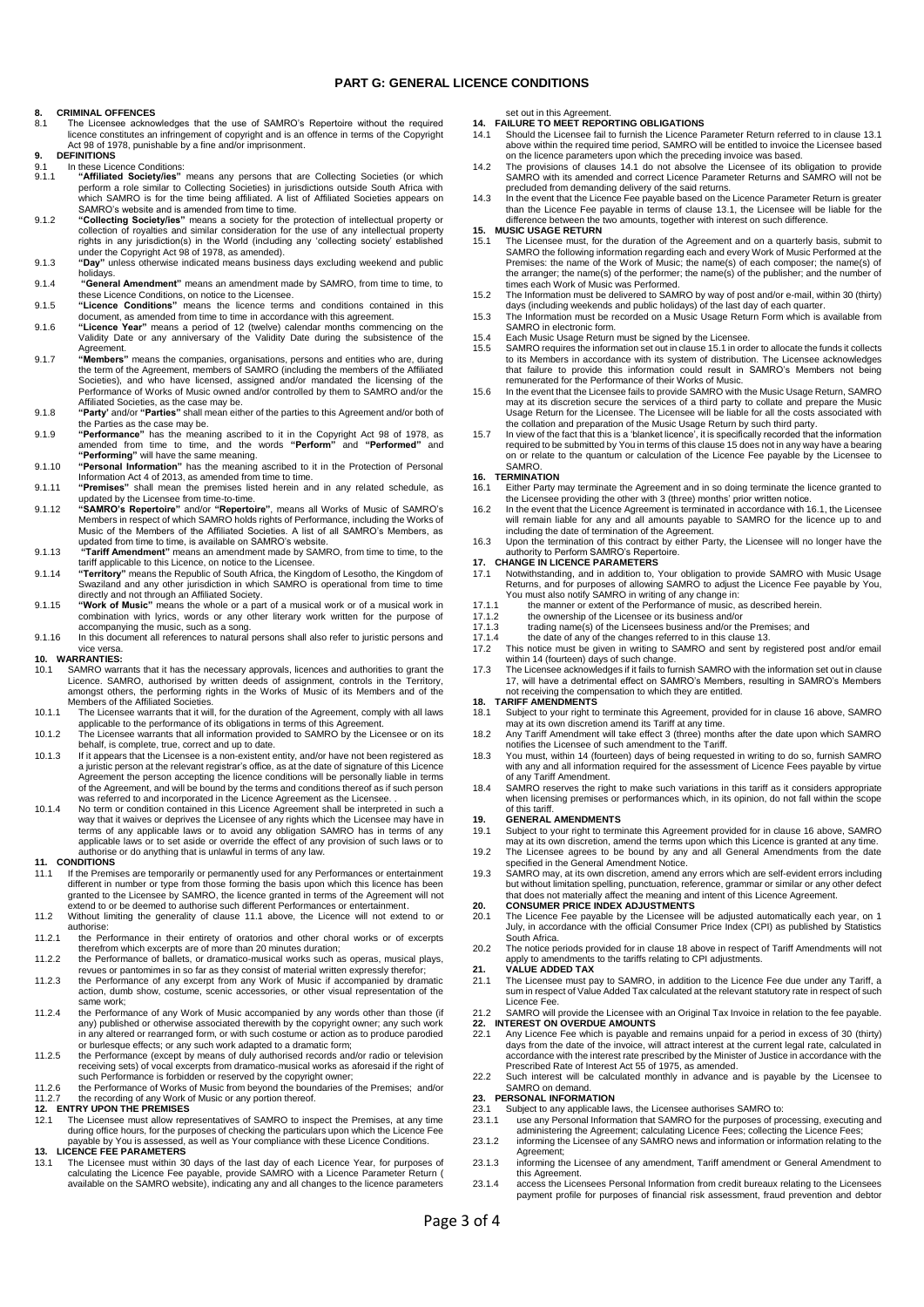# PART G: GENERAL LICENCE CONDITIONS

**8. CRIMINAL OFFENCES**

8.1 The Licensee acknowledges that the use of SAMRO's Repertoire without the required licence constitutes an infringement of copyright and is an offence in terms of the Copyright Act 98 of 1978, punishable by a fine and/or imprisonment.

**9. DEFINITIONS**

9.1 In these Licence Conditions:

9.1.1 **"Affiliated Society/ies"** means any persons that are Collecting Societies (or which perform a role similar to Collecting Societies) in jurisdictions outside South Africa with which SAMRO is for the time being affiliated. A list of Affiliated Societies appears on SAMRO's website and is amended from time to time.

9.1.2 **"Collecting Society/ies"** means a society for the protection of intellectual property or collection of royalties and similar consideration for the use of any intellectual property rights in any jurisdiction(s) in the World (including any 'collecting society' established under the Copyright Act 98 of 1978, as amended).

9.1.3 **"Day"** unless otherwise indicated means business days excluding weekend and public holidays.

9.1.4 **"General Amendment"** means an amendment made by SAMRO, from time to time, to these Licence Conditions, on notice to the Licensee.

9.1.5 **"Licence Conditions"** means the licence terms and conditions contained in this document, as amended from time to time in accordance with this agreement.

9.1.6 **"Licence Year"** means a period of 12 (twelve) calendar months commencing on the Validity Date or any anniversary of the Validity Date during the subsistence of the Agreement.

9.1.7 **"Members"** means the companies, organisations, persons and entities who are, during the term of the Agreement, members of SAMRO (including the members of the Affiliated Societies), and who have licensed, assigned and/or mandated the licensing of the Performance of Works of Music owned and/or controlled by them to SAMRO and/or the Affiliated Societies, as the case may be.

9.1.8 **"Party'** and/or **"Parties"** shall mean either of the parties to this Agreement and/or both of the Parties as the case may be.

9.1.9 **"Performance"** has the meaning ascribed to it in the Copyright Act 98 of 1978, as amended from time to time, and the words **"Perform"** and **"Performed"** and **"Performing"** will have the same meaning.

9.1.10 **"Personal Information"** has the meaning ascribed to it in the Protection of Personal Information Act 4 of 2013, as amended from time to time.

9.1.11 **"Premises"** shall mean the premises listed herein and in any related schedule, as updated by the Licensee from time-to-time.

9.1.12 **"SAMRO's Repertoire"** and/or **"Repertoire"**, means all Works of Music of SAMRO's Members in respect of which SAMRO holds rights of Performance, including the Works of Music of the Members of the Affiliated Societies. A list of all SAMRO's Members, as updated from time to time, is available on SAMRO's website.

9.1.13 **"Tariff Amendment"** means an amendment made by SAMRO, from time to time, to the tariff applicable to this Licence, on notice to the Licensee.

9.1.14 **"Territory"** means the Republic of South Africa, the Kingdom of Lesotho, the Kingdom of Swaziland and any other jurisdiction in which SAMRO is operational from time to time directly and not through an Affiliated Society.

9.1.15 **"Work of Music"** means the whole or a part of a musical work or of a musical work in combination with lyrics, words or any other literary work written for the purpose of accompanying the music, such as a song.

9.1.16 In this document all references to natural persons shall also refer to juristic persons and vice versa.

**10. WARRANTIES:**

10.1 SAMRO warrants that it has the necessary approvals, licences and authorities to grant the Licence. SAMRO, authorised by written deeds of assignment, controls in the Territory, amongst others, the performing rights in the Works of Music of its Members and of the Members of the Affiliated Societies.

10.1.1 The Licensee warrants that it will, for the duration of the Agreement, comply with all laws applicable to the performance of its obligations in terms of this Agreement.

10.1.2 The Licensee warrants that all information provided to SAMRO by the Licensee or on its behalf, is complete, true, correct and up to date.

10.1.3 If it appears that the Licensee is a non-existent entity, and/or have not been registered as a juristic person at the relevant registrar's office, as at the date of signature of this Licence Agreement the person accepting the licence conditions will be personally liable in terms of the Agreement, and will be bound by the terms and conditions thereof as if such person was referred to and incorporated in the Licence Agreement as the Licensee. .

10.1.4 No term or condition contained in this Licence Agreement shall be interpreted in such a way that it waives or deprives the Licensee of any rights which the Licensee may have in terms of any applicable laws or to avoid any obligation SAMRO has in terms of any applicable laws or to set aside or override the effect of any provision of such laws or to authorise or do anything that is unlawful in terms of any law.

**11. CONDITIONS**

11.1 If the Premises are temporarily or permanently used for any Performances or entertainment different in number or type from those forming the basis upon which this licence has been granted to the Licensee by SAMRO, the licence granted in terms of the Agreement will not extend to or be deemed to authorise such different Performances or entertainment.

11.2 Without limiting the generality of clause 11.1 above, the Licence will not extend to or authorise:

11.2.1 the Performance in their entirety of oratorios and other choral works or of excerpts therefrom which excerpts are of more than 20 minutes duration;

11.2.2 the Performance of ballets, or dramatico-musical works such as operas, musical plays, revues or pantomimes in so far as they consist of material written expressly therefor;

11.2.3 the Performance of any excerpt from any Work of Music if accompanied by dramatic action, dumb show, costume, scenic accessories, or other visual representation of the same work;

11.2.4 the Performance of any Work of Music accompanied by any words other than those (if any) published or otherwise associated therewith by the copyright owner; any such work in any altered or rearranged form, or with such costume or action as to produce parodied or burlesque effects; or any such work adapted to a dramatic form;

11.2.5 the Performance (except by means of duly authorised records and/or radio or television receiving sets) of vocal excerpts from dramatico-musical works as aforesaid if the right of such Performance is forbidden or reserved by the copyright owner;

11.2.6 the Performance of Works of Music from beyond the boundaries of the Premises; and/or

11.2.7 the recording of any Work of Music or any portion thereof.

**12. ENTRY UPON THE PREMISES**

12.1 The Licensee must allow representatives of SAMRO to inspect the Premises, at any time during office hours, for the purposes of checking the particulars upon which the Licence Fee payable by You is assessed, as well as Your compliance with these Licence Conditions.

**13. LICENCE FEE PARAMETERS**

13.1 The Licensee must within 30 days of the last day of each Licence Year, for purposes of calculating the Licence Fee payable, provide SAMRO with a Licence Parameter Return ( available on the SAMRO website), indicating any and all changes to the licence parameters set out in this Agreement.

**14. FAILURE TO MEET REPORTING OBLIGATIONS**

14.1 Should the Licensee fail to furnish the Licence Parameter Return referred to in clause 13.1 above within the required time period, SAMRO will be entitled to invoice the Licensee based on the licence parameters upon which the preceding invoice was based.

14.2 The provisions of clauses 14.1 do not absolve the Licensee of its obligation to provide SAMRO with its amended and correct Licence Parameter Returns and SAMRO will not be precluded from demanding delivery of the said returns.

14.3 In the event that the Licence Fee payable based on the Licence Parameter Return is greater than the Licence Fee payable in terms of clause 13.1, the Licensee will be liable for the difference between the two amounts, together with interest on such difference.

**15. MUSIC USAGE RETURN**

15.1 The Licensee must, for the duration of the Agreement and on a quarterly basis, submit to SAMRO the following information regarding each and every Work of Music Performed at the Premises: the name of the Work of Music; the name(s) of each composer; the name(s) of the arranger; the name(s) of the performer; the name(s) of the publisher; and the number of times each Work of Music was Performed.

15.2 The Information must be delivered to SAMRO by way of post and/or e-mail, within 30 (thirty) days (including weekends and public holidays) of the last day of each quarter.

15.3 The Information must be recorded on a Music Usage Return Form which is available from SAMRO in electronic form.

15.4 Each Music Usage Return must be signed by the Licensee.

15.5 SAMRO requires the information set out in clause 15.1 in order to allocate the funds it collects to its Members in accordance with its system of distribution. The Licensee acknowledges that failure to provide this information could result in SAMRO's Members not being remunerated for the Performance of their Works of Music.

15.6 In the event that the Licensee fails to provide SAMRO with the Music Usage Return, SAMRO may at its discretion secure the services of a third party to collate and prepare the Music Usage Return for the Licensee. The Licensee will be liable for all the costs associated with the collation and preparation of the Music Usage Return by such third party.

15.7 In view of the fact that this is a 'blanket licence', it is specifically recorded that the information required to be submitted by You in terms of this clause 15 does not in any way have a bearing on or relate to the quantum or calculation of the Licence Fee payable by the Licensee to SAMRO.

**16. TERMINATION**

16.1 Either Party may terminate the Agreement and in so doing terminate the licence granted to the Licensee providing the other with 3 (three) months' prior written notice.

16.2 In the event that the Licence Agreement is terminated in accordance with 16.1, the Licensee will remain liable for any and all amounts payable to SAMRO for the licence up to and including the date of termination of the Agreement.

16.3 Upon the termination of this contract by either Party, the Licensee will no longer have the authority to Perform SAMRO's Repertoire.

**17. CHANGE IN LICENCE PARAMETERS**

17.1 Notwithstanding, and in addition to, Your obligation to provide SAMRO with Music Usage Returns, and for purposes of allowing SAMRO to adjust the Licence Fee payable by You, You must also notify SAMRO in writing of any change in:

17.1.1 the manner or extent of the Performance of music, as described herein.

17.1.2 the ownership of the Licensee or its business and/or

17.1.3 trading name(s) of the Licensees business and/or the Premises; and

17.1.4 the date of any of the changes referred to in this clause 13.

17.2 This notice must be given in writing to SAMRO and sent by registered post and/or email within 14 (fourteen) days of such change.

17.3 The Licensee acknowledges if it fails to furnish SAMRO with the information set out in clause 17, will have a detrimental effect on SAMRO's Members, resulting in SAMRO's Members not receiving the compensation to which they are entitled.

**18. TARIFF AMENDMENTS**

18.1 Subject to your right to terminate this Agreement, provided for in clause 16 above, SAMRO may at its own discretion amend its Tariff at any time.

18.2 Any Tariff Amendment will take effect 3 (three) months after the date upon which SAMRO notifies the Licensee of such amendment to the Tariff.

18.3 You must, within 14 (fourteen) days of being requested in writing to do so, furnish SAMRO with any and all information required for the assessment of Licence Fees payable by virtue of any Tariff Amendment.

18.4 SAMRO reserves the right to make such variations in this tariff as it considers appropriate when licensing premises or performances which, in its opinion, do not fall within the scope of this tariff.

**19. GENERAL AMENDMENTS**

19.1 Subject to your right to terminate this Agreement provided for in clause 16 above, SAMRO may at its own discretion, amend the terms upon which this Licence is granted at any time.

19.2 The Licensee agrees to be bound by any and all General Amendments from the date specified in the General Amendment Notice.

19.3 SAMRO may, at its own discretion, amend any errors which are self-evident errors including but without limitation spelling, punctuation, reference, grammar or similar or any other defect that does not materially affect the meaning and intent of this Licence Agreement.

**20. CONSUMER PRICE INDEX ADJUSTMENTS**

20.1 The Licence Fee payable by the Licensee will be adjusted automatically each year, on 1 July, in accordance with the official Consumer Price Index (CPI) as published by Statistics South Africa.

20.2 The notice periods provided for in clause 18 above in respect of Tariff Amendments will not apply to amendments to the tariffs relating to CPI adjustments.

**21. VALUE ADDED TAX**

21.1 The Licensee must pay to SAMRO, in addition to the Licence Fee due under any Tariff, a sum in respect of Value Added Tax calculated at the relevant statutory rate in respect of such Licence Fee.

21.2 SAMRO will provide the Licensee with an Original Tax Invoice in relation to the fee payable.

**22. INTEREST ON OVERDUE AMOUNTS**

22.1 Any Licence Fee which is payable and remains unpaid for a period in excess of 30 (thirty) days from the date of the invoice, will attract interest at the current legal rate, calculated in accordance with the interest rate prescribed by the Minister of Justice in accordance with the Prescribed Rate of Interest Act 55 of 1975, as amended.

22.2 Such interest will be calculated monthly in advance and is payable by the Licensee to SAMRO on demand.

**23. PERSONAL INFORMATION**

23.1 Subject to any applicable laws, the Licensee authorises SAMRO to:

23.1.1 use any Personal Information that SAMRO for the purposes of processing, executing and administering the Agreement; calculating Licence Fees; collecting the Licence Fees;

23.1.2 informing the Licensee of any SAMRO news and information or information relating to the Agreement;

23.1.3 informing the Licensee of any amendment, Tariff amendment or General Amendment to this Agreement.

23.1.4 access the Licensees Personal Information from credit bureaux relating to the Licensees payment profile for purposes of financial risk assessment, fraud prevention and debtor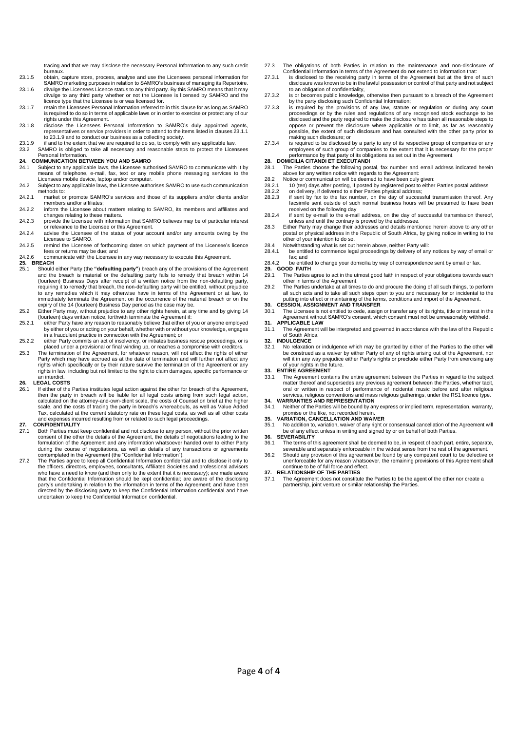tracing and that we may disclose the necessary Personal Information to any such credit bureaux.

23.1.5 obtain, capture store, process, analyse and use the Licensees personal information for SAMRO marketing purposes in relation to SAMRO's business of managing its Repertoire.

23.1.6 divulge the Licensees Licence status to any third party. By this SAMRO means that it may divulge to any third party whether or not the Licensee is licensed by SAMRO and the licence type that the Licensee is or was licensed for.

23.1.7 retain the Licensees Personal Information referred to in this clause for as long as SAMRO is required to do so in terms of applicable laws or in order to exercise or protect any of our rights under this Agreement.

23.1.8 disclose the Licensees Personal Information to SAMRO's duly appointed agents, representatives or service providers in order to attend to the items listed in clauses 23.1.1 to 23.1.9 and to conduct our business as a collecting society.

23.1.9 if and to the extent that we are required to do so, to comply with any applicable law.

23.2 SAMRO is obliged to take all necessary and reasonable steps to protect the Licensees Personal Information.

**24. COMMUNICATION BETWEEN YOU AND SAMRO**

24.1 Subject to any applicable laws, the Licensee authorised SAMRO to communicate with it by means of telephone, e-mail, fax, text or any mobile phone messaging services to the Licensees mobile device, laptop and/or computer.

24.2 Subject to any applicable laws, the Licensee authorises SAMRO to use such communication methods to:

24.2.1 market or promote SAMRO's services and those of its suppliers and/or clients and/or members and/or affiliates;

24.2.2 inform the Licensee about matters relating to SAMRO, its members and affiliates and changes relating to these matters.

24.2.3 provide the Licensee with information that SAMRO believes may be of particular interest or relevance to the Licensee or this Agreement.

24.2.4 advise the Licensee of the status of your account and/or any amounts owing by the Licensee to SAMRO.

24.2.5 remind the Licensee of forthcoming dates on which payment of the Licensee's licence fees or returns may be due; and

24.2.6 communicate with the Licensee in any way necessary to execute this Agreement.

**25. BREACH**

25.1 Should either Party (the **"defaulting party"**) breach any of the provisions of the Agreement and the breach is material or the defaulting party fails to remedy that breach within 14 (fourteen) Business Days after receipt of a written notice from the non-defaulting party, requiring it to remedy that breach, the non-defaulting party will be entitled, without prejudice to any remedies which it may otherwise have in terms of the Agreement or at law, to immediately terminate the Agreement on the occurrence of the material breach or on the expiry of the 14 (fourteen) Business Day period as the case may be.

25.2 Either Party may, without prejudice to any other rights herein, at any time and by giving 14 (fourteen) days written notice, forthwith terminate the Agreement if:

25.2.1 either Party have any reason to reasonably believe that either of you or anyone employed by either of you or acting on your behalf, whether with or without your knowledge, engages in a fraudulent practice in connection with the Agreement; or

25.2.2 either Party commits an act of insolvency, or initiates business rescue proceedings, or is placed under a provisional or final winding up, or reaches a compromise with creditors.

25.3 The termination of the Agreement, for whatever reason, will not affect the rights of either Party which may have accrued as at the date of termination and will further not affect any rights which specifically or by their nature survive the termination of the Agreement or any rights in law, including but not limited to the right to claim damages, specific performance or an interdict.

**26. LEGAL COSTS**

26.1 If either of the Parties institutes legal action against the other for breach of the Agreement, then the party in breach will be liable for all legal costs arising from such legal action, calculated on the attorney-and-own-client scale, the costs of Counsel on brief at the higher scale, and the costs of tracing the party in breach's whereabouts, as well as Value Added Tax, calculated at the current statutory rate on these legal costs, as well as all other costs and expenses incurred resulting from or related to such legal proceedings.

**27. CONFIDENTIALITY**

27.1 Both Parties must keep confidential and not disclose to any person, without the prior written consent of the other the details of the Agreement, the details of negotiations leading to the formulation of the Agreement and any information whatsoever handed over to either Party during the course of negotiations, as well as details of any transactions or agreements contemplated in the Agreement (the "Confidential Information").

27.2 The Parties agree to keep all Confidential Information confidential and to disclose it only to the officers, directors, employees, consultants, Affiliated Societies and professional advisors who have a need to know (and then only to the extent that it is necessary); are made aware that the Confidential Information should be kept confidential; are aware of the disclosing party's undertaking in relation to the information in terms of the Agreement; and have been directed by the disclosing party to keep the Confidential Information confidential and have undertaken to keep the Confidential Information confidential.

27.3 The obligations of both Parties in relation to the maintenance and non-disclosure of Confidential Information in terms of the Agreement do not extend to information that:

27.3.1 is disclosed to the receiving party in terms of the Agreement but at the time of such disclosure was known to be in the lawful possession or control of that party and not subject to an obligation of confidentiality,

27.3.2 is or becomes public knowledge, otherwise then pursuant to a breach of the Agreement by the party disclosing such Confidential Information;

27.3.3 is required by the provisions of any law, statute or regulation or during any court proceedings or by the rules and regulations of any recognised stock exchange to be disclosed and the party required to make the disclosure has taken all reasonable steps to oppose or prevent the disclosure where applicable or to limit, as far as reasonably possible, the extent of such disclosure and has consulted with the other party prior to making such disclosure; or

27.3.4 is required to be disclosed by a party to any of its respective group of companies or any employees of such group of companies to the extent that it is necessary for the proper performance by that party of its obligations as set out in the Agreement.

**28. DOMICILIA CITANDI ET EXECUTANDI**

28.1 The Parties choose the following postal, fax number and email address indicated herein above for any written notice with regards to the Agreement:

28.2 Notice or communication will be deemed to have been duly given:

28.2.1 10 (ten) days after posting, if posted by registered post to either Parties postal address

28.2.2 on delivery, if delivered to either Parties physical address;

28.2.3 if sent by fax to the fax number, on the day of successful transmission thereof. Any facsimile sent outside of such normal business hours will be presumed to have been received on the following day

28.2.4 if sent by e-mail to the e-mail address, on the day of successful transmission thereof, unless and until the contrary is proved by the addressee.

28.3 Either Party may change their addresses and details mentioned herein above to any other postal or physical address in the Republic of South Africa, by giving notice in writing to the other of your intention to do so.

28.4 Notwithstanding what is set out herein above, neither Party will:

28.4.1 be entitled to commence legal proceedings by delivery of any notices by way of email or fax; and

28.4.2 be entitled to change your domicilia by way of correspondence sent by email or fax.

**29. GOOD FAITH**

29.1 The Parties agree to act in the utmost good faith in respect of your obligations towards each other in terms of the Agreement.

29.2 The Parties undertake at all times to do and procure the doing of all such things, to perform all such acts and to take all such steps open to you and necessary for or incidental to the putting into effect or maintaining of the terms, conditions and import of the Agreement.

**30. CESSION, ASSIGNMENT AND TRANSFER**

30.1 The Licensee is not entitled to cede, assign or transfer any of its rights, title or interest in the Agreement without SAMRO's consent, which consent must not be unreasonably withheld.

**31. APPLICABLE LAW**

31.1 The Agreement will be interpreted and governed in accordance with the law of the Republic of South Africa.

**32. INDULGENCE**

32.1 No relaxation or indulgence which may be granted by either of the Parties to the other will be construed as a waiver by either Party of any of rights arising out of the Agreement, nor will it in any way prejudice either Party's rights or preclude either Party from exercising any of your rights in the future.

**33. ENTIRE AGREEMENT**

33.1 The Agreement contains the entire agreement between the Parties in regard to the subject matter thereof and supersedes any previous agreement between the Parties, whether tacit, oral or written in respect of performance of incidental music before and after religious services, religious conventions and mass religious gatherings, under the RS1 licence type.

**34. WARRANTIES AND REPRESENTATION**

34.1 Neither of the Parties will be bound by any express or implied term, representation, warranty, promise or the like, not recorded herein.

**35. VARIATION, CANCELLATION AND WAIVER**

35.1 No addition to, variation, waiver of any right or consensual cancellation of the Agreement will be of any effect unless in writing and signed by or on behalf of both Parties.

**36. SEVERABILITY**

36.1 The terms of this agreement shall be deemed to be, in respect of each part, entire, separate, severable and separately enforceable in the widest sense from the rest of the agreement.

36.2 Should any provision of this agreement be found by any competent court to be defective or unenforceable for any reason whatsoever, the remaining provisions of this Agreement shall continue to be of full force and effect.

**37. RELATIONSHIP OF THE PARTIES**

37.1 The Agreement does not constitute the Parties to be the agent of the other nor create a partnership, joint venture or similar relationship the Parties.